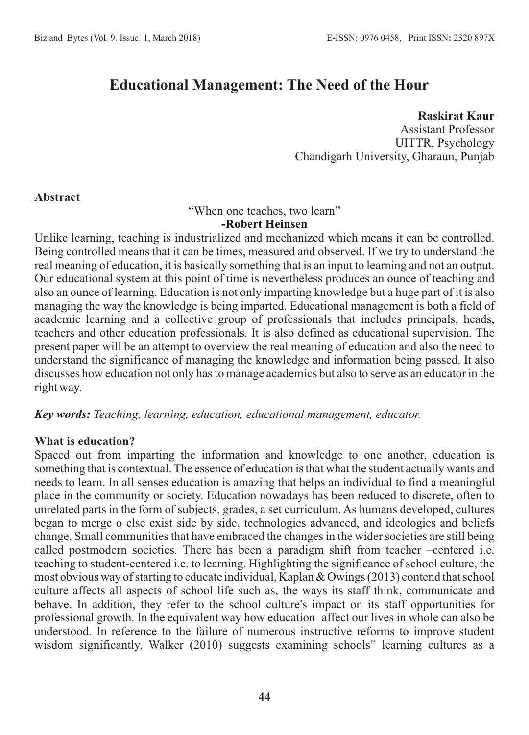# Educational Management: The Need of the Hour

**Raskirat Kaur**
Assistant Professor
UITTR, Psychology
Chandigarh University, Gharaun, Punjab

## Abstract

"When one teaches, two learn"
**-Robert Heinsen**

Unlike learning, teaching is industrialized and mechanized which means it can be controlled. Being controlled means that it can be times, measured and observed. If we try to understand the real meaning of education, it is basically something that is an input to learning and not an output. Our educational system at this point of time is nevertheless produces an ounce of teaching and also an ounce of learning. Education is not only imparting knowledge but a huge part of it is also managing the way the knowledge is being imparted. Educational management is both a field of academic learning and a collective group of professionals that includes principals, heads, teachers and other education professionals. It is also defined as educational supervision. The present paper will be an attempt to overview the real meaning of education and also the need to understand the significance of managing the knowledge and information being passed. It also discusses how education not only has to manage academics but also to serve as an educator in the right way.

***Key words:*** *Teaching, learning, education, educational management, educator.*

## What is education?

Spaced out from imparting the information and knowledge to one another, education is something that is contextual. The essence of education is that what the student actually wants and needs to learn. In all senses education is amazing that helps an individual to find a meaningful place in the community or society. Education nowadays has been reduced to discrete, often to unrelated parts in the form of subjects, grades, a set curriculum. As humans developed, cultures began to merge o else exist side by side, technologies advanced, and ideologies and beliefs change. Small communities that have embraced the changes in the wider societies are still being called postmodern societies. There has been a paradigm shift from teacher –centered i.e. teaching to student-centered i.e. to learning. Highlighting the significance of school culture, the most obvious way of starting to educate individual, Kaplan & Owings (2013) contend that school culture affects all aspects of school life such as, the ways its staff think, communicate and behave. In addition, they refer to the school culture's impact on its staff opportunities for professional growth. In the equivalent way how education affect our lives in whole can also be understood. In reference to the failure of numerous instructive reforms to improve student wisdom significantly, Walker (2010) suggests examining schools" learning cultures as a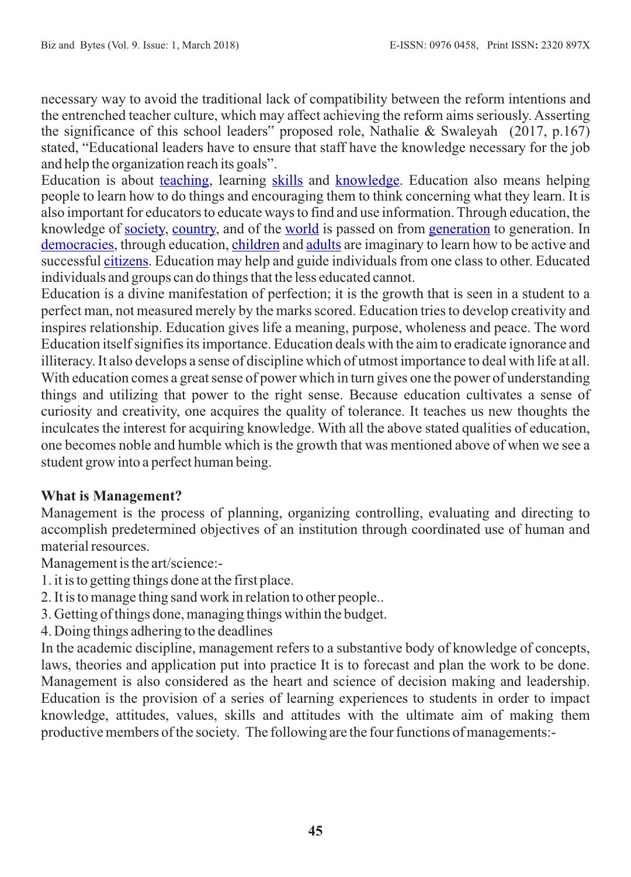necessary way to avoid the traditional lack of compatibility between the reform intentions and the entrenched teacher culture, which may affect achieving the reform aims seriously. Asserting the significance of this school leaders" proposed role, Nathalie & Swaleyah (2017, p.167) stated, "Educational leaders have to ensure that staff have the knowledge necessary for the job and help the organization reach its goals".

Education is about teaching, learning skills and knowledge. Education also means helping people to learn how to do things and encouraging them to think concerning what they learn. It is also important for educators to educate ways to find and use information. Through education, the knowledge of society, country, and of the world is passed on from generation to generation. In democracies, through education, children and adults are imaginary to learn how to be active and successful citizens. Education may help and guide individuals from one class to other. Educated individuals and groups can do things that the less educated cannot.

Education is a divine manifestation of perfection; it is the growth that is seen in a student to a perfect man, not measured merely by the marks scored. Education tries to develop creativity and inspires relationship. Education gives life a meaning, purpose, wholeness and peace. The word Education itself signifies its importance. Education deals with the aim to eradicate ignorance and illiteracy. It also develops a sense of discipline which of utmost importance to deal with life at all. With education comes a great sense of power which in turn gives one the power of understanding things and utilizing that power to the right sense. Because education cultivates a sense of curiosity and creativity, one acquires the quality of tolerance. It teaches us new thoughts the inculcates the interest for acquiring knowledge. With all the above stated qualities of education, one becomes noble and humble which is the growth that was mentioned above of when we see a student grow into a perfect human being.

**What is Management?**

Management is the process of planning, organizing controlling, evaluating and directing to accomplish predetermined objectives of an institution through coordinated use of human and material resources.

Management is the art/science:-

1. it is to getting things done at the first place.
2. It is to manage thing sand work in relation to other people..
3. Getting of things done, managing things within the budget.
4. Doing things adhering to the deadlines

In the academic discipline, management refers to a substantive body of knowledge of concepts, laws, theories and application put into practice It is to forecast and plan the work to be done. Management is also considered as the heart and science of decision making and leadership. Education is the provision of a series of learning experiences to students in order to impact knowledge, attitudes, values, skills and attitudes with the ultimate aim of making them productive members of the society. The following are the four functions of managements:-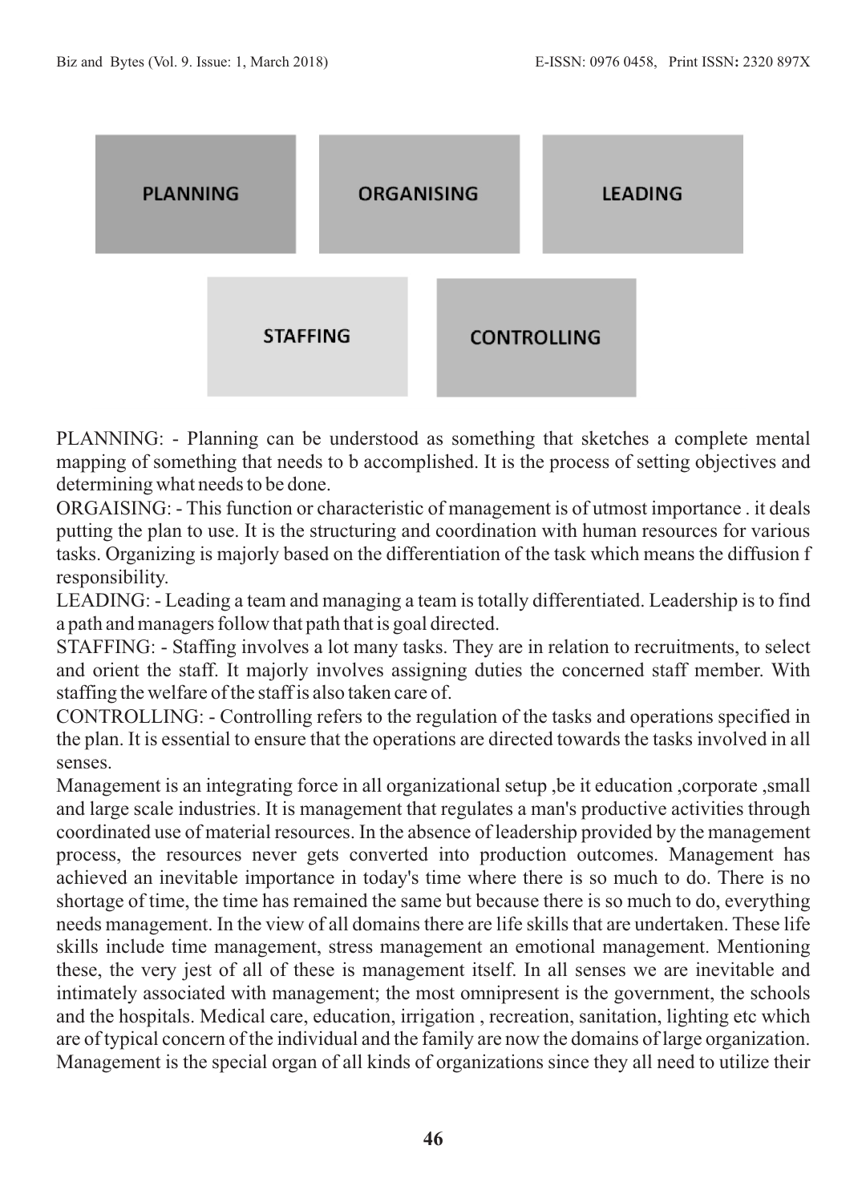PLANNING ORGANISING LEADING

STAFFING CONTROLLING

PLANNING: - Planning can be understood as something that sketches a complete mental mapping of something that needs to b accomplished. It is the process of setting objectives and determining what needs to be done.

ORGAISING: - This function or characteristic of management is of utmost importance . it deals putting the plan to use. It is the structuring and coordination with human resources for various tasks. Organizing is majorly based on the differentiation of the task which means the diffusion f responsibility.

LEADING: - Leading a team and managing a team is totally differentiated. Leadership is to find a path and managers follow that path that is goal directed.

STAFFING: - Staffing involves a lot many tasks. They are in relation to recruitments, to select and orient the staff. It majorly involves assigning duties the concerned staff member. With staffing the welfare of the staff is also taken care of.

CONTROLLING: - Controlling refers to the regulation of the tasks and operations specified in the plan. It is essential to ensure that the operations are directed towards the tasks involved in all senses.

Management is an integrating force in all organizational setup ,be it education ,corporate ,small and large scale industries. It is management that regulates a man's productive activities through coordinated use of material resources. In the absence of leadership provided by the management process, the resources never gets converted into production outcomes. Management has achieved an inevitable importance in today's time where there is so much to do. There is no shortage of time, the time has remained the same but because there is so much to do, everything needs management. In the view of all domains there are life skills that are undertaken. These life skills include time management, stress management an emotional management. Mentioning these, the very jest of all of these is management itself. In all senses we are inevitable and intimately associated with management; the most omnipresent is the government, the schools and the hospitals. Medical care, education, irrigation , recreation, sanitation, lighting etc which are of typical concern of the individual and the family are now the domains of large organization. Management is the special organ of all kinds of organizations since they all need to utilize their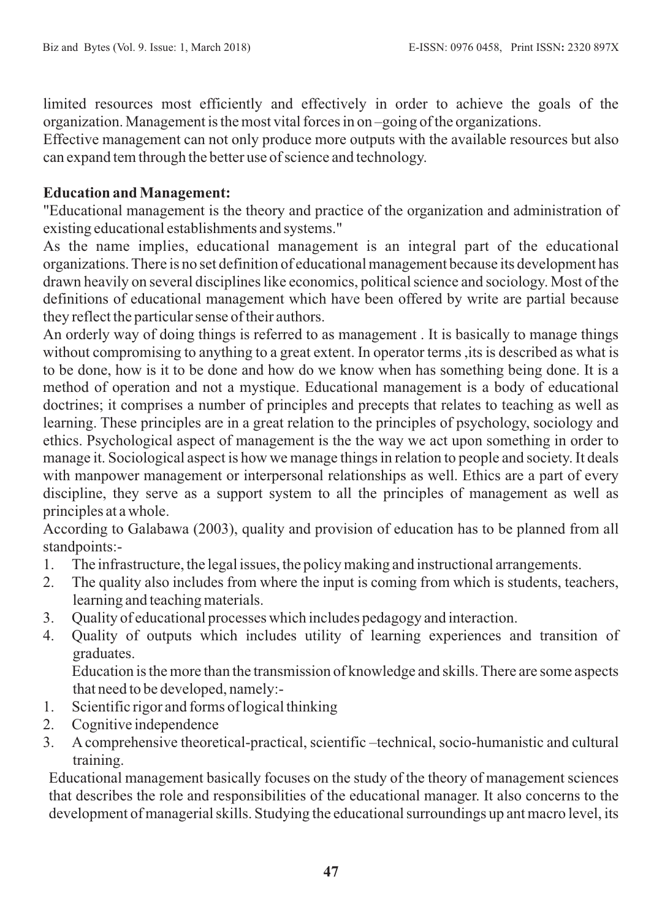limited resources most efficiently and effectively in order to achieve the goals of the organization. Management is the most vital forces in on –going of the organizations.

Effective management can not only produce more outputs with the available resources but also can expand tem through the better use of science and technology.

**Education and Management:**

"Educational management is the theory and practice of the organization and administration of existing educational establishments and systems."

As the name implies, educational management is an integral part of the educational organizations. There is no set definition of educational management because its development has drawn heavily on several disciplines like economics, political science and sociology. Most of the definitions of educational management which have been offered by write are partial because they reflect the particular sense of their authors.

An orderly way of doing things is referred to as management . It is basically to manage things without compromising to anything to a great extent. In operator terms ,its is described as what is to be done, how is it to be done and how do we know when has something being done. It is a method of operation and not a mystique. Educational management is a body of educational doctrines; it comprises a number of principles and precepts that relates to teaching as well as learning. These principles are in a great relation to the principles of psychology, sociology and ethics. Psychological aspect of management is the the way we act upon something in order to manage it. Sociological aspect is how we manage things in relation to people and society. It deals with manpower management or interpersonal relationships as well. Ethics are a part of every discipline, they serve as a support system to all the principles of management as well as principles at a whole.

According to Galabawa (2003), quality and provision of education has to be planned from all standpoints:-

1. The infrastructure, the legal issues, the policy making and instructional arrangements.
2. The quality also includes from where the input is coming from which is students, teachers, learning and teaching materials.
3. Quality of educational processes which includes pedagogy and interaction.
4. Quality of outputs which includes utility of learning experiences and transition of graduates.

   Education is the more than the transmission of knowledge and skills. There are some aspects that need to be developed, namely:-

1. Scientific rigor and forms of logical thinking
2. Cognitive independence
3. A comprehensive theoretical-practical, scientific –technical, socio-humanistic and cultural training.

Educational management basically focuses on the study of the theory of management sciences that describes the role and responsibilities of the educational manager. It also concerns to the development of managerial skills. Studying the educational surroundings up ant macro level, its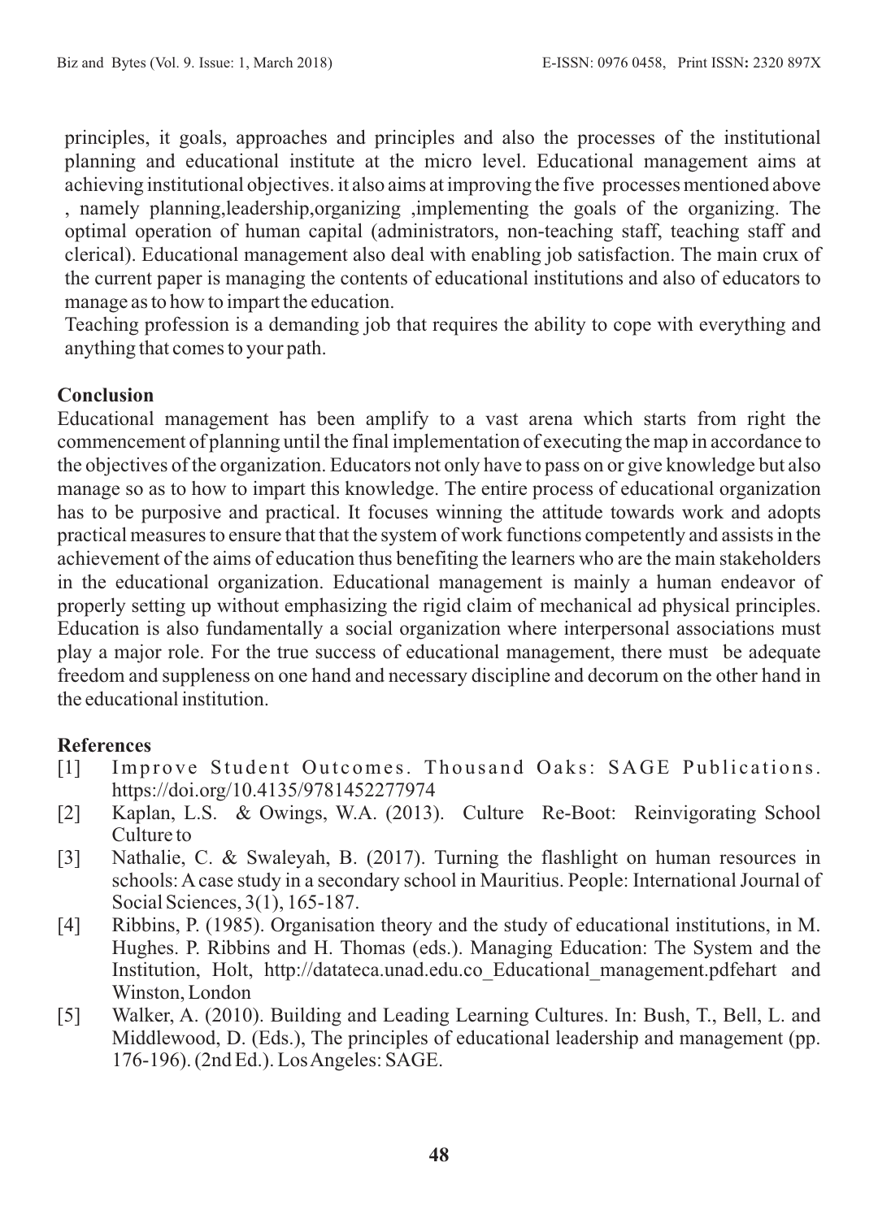principles, it goals, approaches and principles and also the processes of the institutional planning and educational institute at the micro level. Educational management aims at achieving institutional objectives. it also aims at improving the five processes mentioned above , namely planning,leadership,organizing ,implementing the goals of the organizing. The optimal operation of human capital (administrators, non-teaching staff, teaching staff and clerical). Educational management also deal with enabling job satisfaction. The main crux of the current paper is managing the contents of educational institutions and also of educators to manage as to how to impart the education.

Teaching profession is a demanding job that requires the ability to cope with everything and anything that comes to your path.

## Conclusion

Educational management has been amplify to a vast arena which starts from right the commencement of planning until the final implementation of executing the map in accordance to the objectives of the organization. Educators not only have to pass on or give knowledge but also manage so as to how to impart this knowledge. The entire process of educational organization has to be purposive and practical. It focuses winning the attitude towards work and adopts practical measures to ensure that that the system of work functions competently and assists in the achievement of the aims of education thus benefiting the learners who are the main stakeholders in the educational organization. Educational management is mainly a human endeavor of properly setting up without emphasizing the rigid claim of mechanical ad physical principles. Education is also fundamentally a social organization where interpersonal associations must play a major role. For the true success of educational management, there must be adequate freedom and suppleness on one hand and necessary discipline and decorum on the other hand in the educational institution.

## References

[1] Improve Student Outcomes. Thousand Oaks: SAGE Publications. https://doi.org/10.4135/9781452277974

[2] Kaplan, L.S. & Owings, W.A. (2013). Culture Re-Boot: Reinvigorating School Culture to

[3] Nathalie, C. & Swaleyah, B. (2017). Turning the flashlight on human resources in schools: A case study in a secondary school in Mauritius. People: International Journal of Social Sciences, 3(1), 165-187.

[4] Ribbins, P. (1985). Organisation theory and the study of educational institutions, in M. Hughes. P. Ribbins and H. Thomas (eds.). Managing Education: The System and the Institution, Holt, http://datateca.unad.edu.co_Educational_management.pdfehart and Winston, London

[5] Walker, A. (2010). Building and Leading Learning Cultures. In: Bush, T., Bell, L. and Middlewood, D. (Eds.), The principles of educational leadership and management (pp. 176-196). (2nd Ed.). Los Angeles: SAGE.